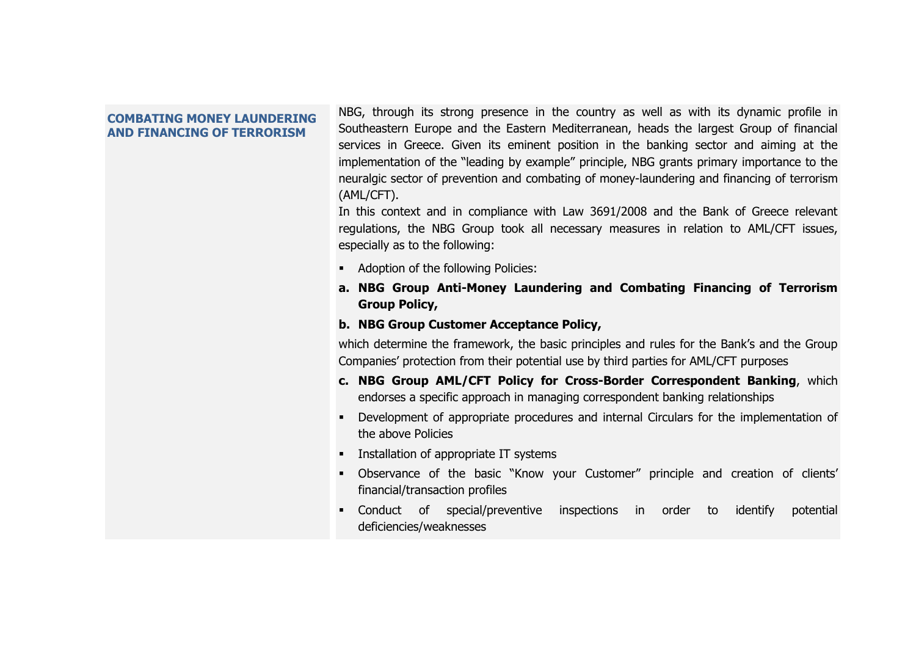## COMBATING MONEY LAUNDERING AND FINANCING OF TERRORISM

NBG, through its strong presence in the country as well as with its dynamic profile in Southeastern Europe and the Eastern Mediterranean, heads the largest Group of financial services in Greece. Given its eminent position in the banking sector and aiming at the implementation of the "leading by example" principle, NBG grants primary importance to the neuralgic sector of prevention and combating of money-laundering and financing of terrorism (AML/CFT).

In this context and in compliance with Law 3691/2008 and the Bank of Greece relevant regulations, the NBG Group took all necessary measures in relation to AML/CFT issues, especially as to the following:

- Adoption of the following Policies:

a. **NBG Group Anti-Money Laundering and Combating Financing of Terrorism Group Policy,**

b. **NBG Group Customer Acceptance Policy,**

which determine the framework, the basic principles and rules for the Bank's and the Group Companies' protection from their potential use by third parties for AML/CFT purposes

c. **NBG Group AML/CFT Policy for Cross-Border Correspondent Banking**, which endorses a specific approach in managing correspondent banking relationships

- Development of appropriate procedures and internal Circulars for the implementation of the above Policies
- Installation of appropriate IT systems
- Observance of the basic "Know your Customer" principle and creation of clients' financial/transaction profiles
- Conduct of special/preventive inspections in order to identify potential deficiencies/weaknesses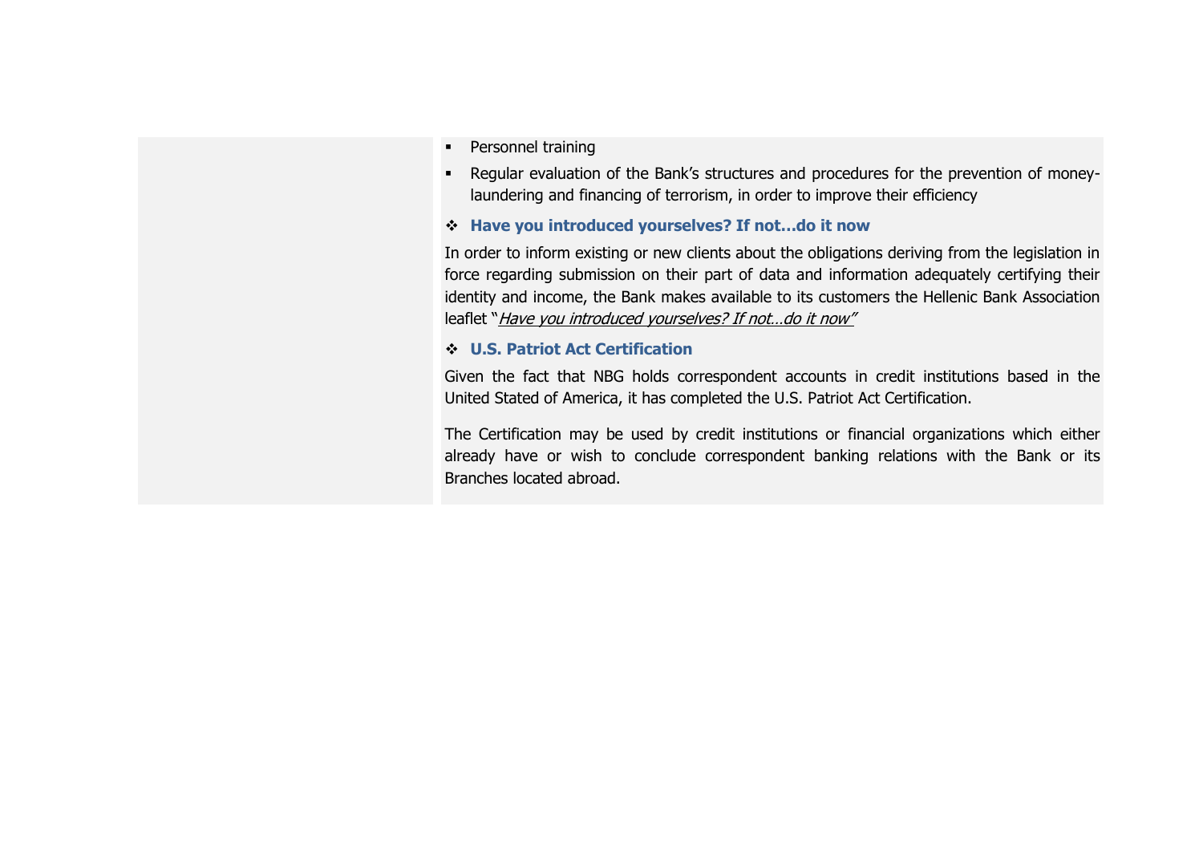- Personnel training
- Regular evaluation of the Bank's structures and procedures for the prevention of money-laundering and financing of terrorism, in order to improve their efficiency

❖ **Have you introduced yourselves? If not…do it now**

In order to inform existing or new clients about the obligations deriving from the legislation in force regarding submission on their part of data and information adequately certifying their identity and income, the Bank makes available to its customers the Hellenic Bank Association leaflet "*Have you introduced yourselves? If not…do it now*"

❖ **U.S. Patriot Act Certification**

Given the fact that NBG holds correspondent accounts in credit institutions based in the United Stated of America, it has completed the U.S. Patriot Act Certification.

The Certification may be used by credit institutions or financial organizations which either already have or wish to conclude correspondent banking relations with the Bank or its Branches located abroad.